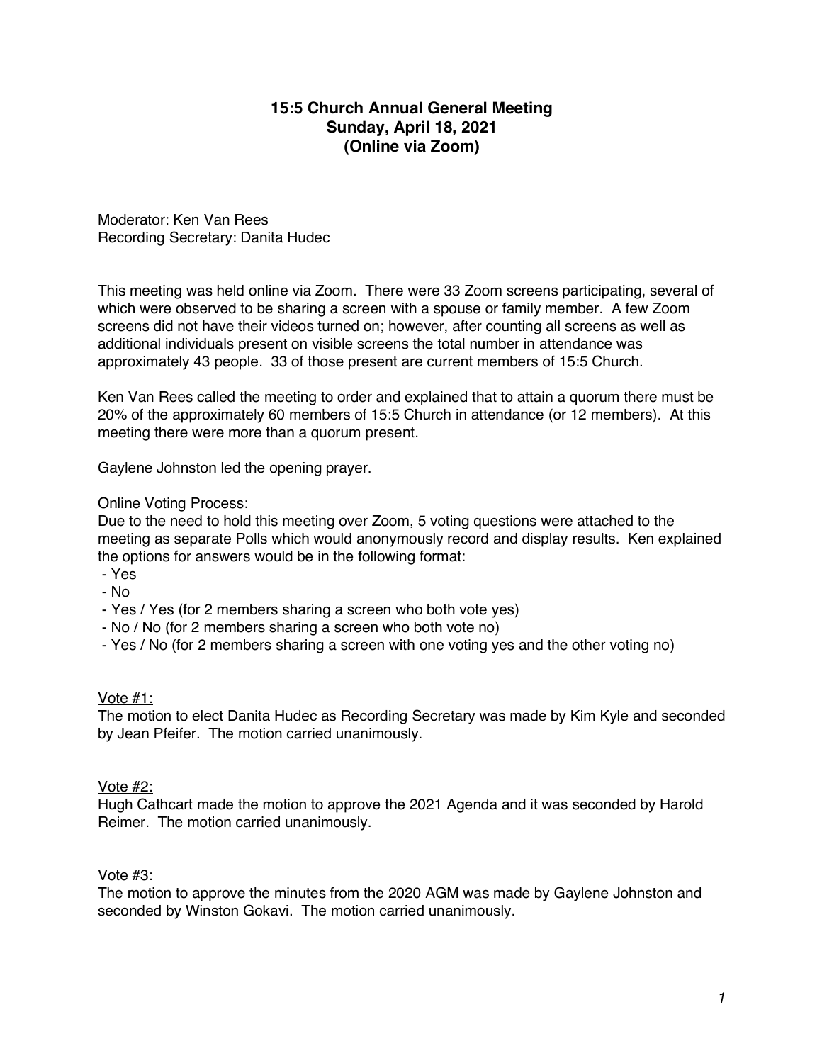# 15:5 Church Annual General Meeting
## Sunday, April 18, 2021
## (Online via Zoom)

Moderator: Ken Van Rees
Recording Secretary: Danita Hudec

This meeting was held online via Zoom. There were 33 Zoom screens participating, several of which were observed to be sharing a screen with a spouse or family member. A few Zoom screens did not have their videos turned on; however, after counting all screens as well as additional individuals present on visible screens the total number in attendance was approximately 43 people. 33 of those present are current members of 15:5 Church.

Ken Van Rees called the meeting to order and explained that to attain a quorum there must be 20% of the approximately 60 members of 15:5 Church in attendance (or 12 members). At this meeting there were more than a quorum present.

Gaylene Johnston led the opening prayer.

Online Voting Process:

Due to the need to hold this meeting over Zoom, 5 voting questions were attached to the meeting as separate Polls which would anonymously record and display results. Ken explained the options for answers would be in the following format:

- Yes
- No
- Yes / Yes (for 2 members sharing a screen who both vote yes)
- No / No (for 2 members sharing a screen who both vote no)
- Yes / No (for 2 members sharing a screen with one voting yes and the other voting no)

Vote #1:

The motion to elect Danita Hudec as Recording Secretary was made by Kim Kyle and seconded by Jean Pfeifer. The motion carried unanimously.

Vote #2:

Hugh Cathcart made the motion to approve the 2021 Agenda and it was seconded by Harold Reimer. The motion carried unanimously.

Vote #3:

The motion to approve the minutes from the 2020 AGM was made by Gaylene Johnston and seconded by Winston Gokavi. The motion carried unanimously.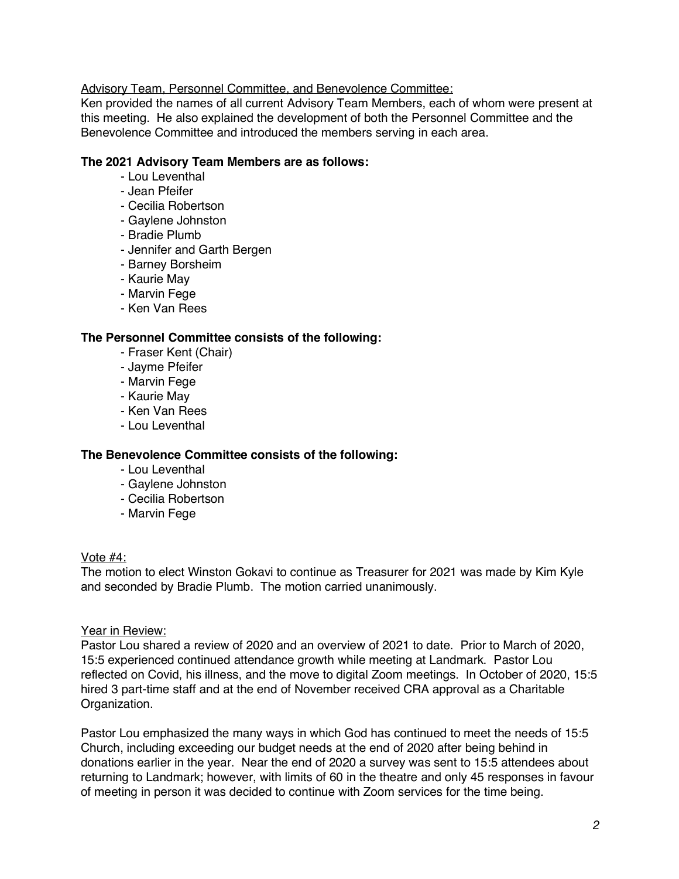<u>Advisory Team, Personnel Committee, and Benevolence Committee:</u>
Ken provided the names of all current Advisory Team Members, each of whom were present at this meeting. He also explained the development of both the Personnel Committee and the Benevolence Committee and introduced the members serving in each area.

**The 2021 Advisory Team Members are as follows:**

- Lou Leventhal
- Jean Pfeifer
- Cecilia Robertson
- Gaylene Johnston
- Bradie Plumb
- Jennifer and Garth Bergen
- Barney Borsheim
- Kaurie May
- Marvin Fege
- Ken Van Rees

**The Personnel Committee consists of the following:**

- Fraser Kent (Chair)
- Jayme Pfeifer
- Marvin Fege
- Kaurie May
- Ken Van Rees
- Lou Leventhal

**The Benevolence Committee consists of the following:**

- Lou Leventhal
- Gaylene Johnston
- Cecilia Robertson
- Marvin Fege

<u>Vote #4:</u>
The motion to elect Winston Gokavi to continue as Treasurer for 2021 was made by Kim Kyle and seconded by Bradie Plumb. The motion carried unanimously.

<u>Year in Review:</u>
Pastor Lou shared a review of 2020 and an overview of 2021 to date. Prior to March of 2020, 15:5 experienced continued attendance growth while meeting at Landmark. Pastor Lou reflected on Covid, his illness, and the move to digital Zoom meetings. In October of 2020, 15:5 hired 3 part-time staff and at the end of November received CRA approval as a Charitable Organization.

Pastor Lou emphasized the many ways in which God has continued to meet the needs of 15:5 Church, including exceeding our budget needs at the end of 2020 after being behind in donations earlier in the year. Near the end of 2020 a survey was sent to 15:5 attendees about returning to Landmark; however, with limits of 60 in the theatre and only 45 responses in favour of meeting in person it was decided to continue with Zoom services for the time being.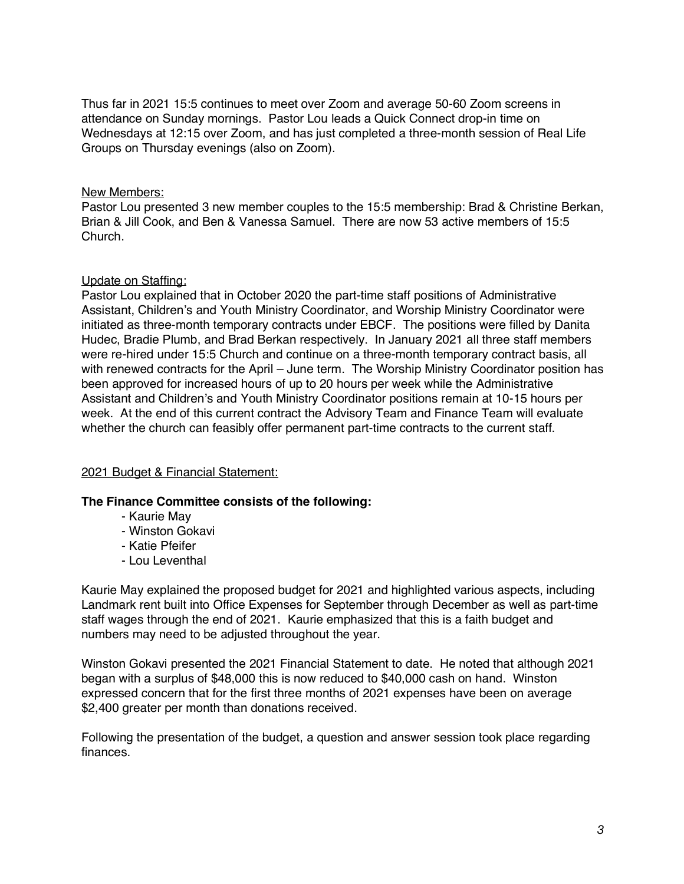Thus far in 2021 15:5 continues to meet over Zoom and average 50-60 Zoom screens in attendance on Sunday mornings. Pastor Lou leads a Quick Connect drop-in time on Wednesdays at 12:15 over Zoom, and has just completed a three-month session of Real Life Groups on Thursday evenings (also on Zoom).

<u>New Members:</u>
Pastor Lou presented 3 new member couples to the 15:5 membership: Brad & Christine Berkan, Brian & Jill Cook, and Ben & Vanessa Samuel. There are now 53 active members of 15:5 Church.

<u>Update on Staffing:</u>
Pastor Lou explained that in October 2020 the part-time staff positions of Administrative Assistant, Children's and Youth Ministry Coordinator, and Worship Ministry Coordinator were initiated as three-month temporary contracts under EBCF. The positions were filled by Danita Hudec, Bradie Plumb, and Brad Berkan respectively. In January 2021 all three staff members were re-hired under 15:5 Church and continue on a three-month temporary contract basis, all with renewed contracts for the April – June term. The Worship Ministry Coordinator position has been approved for increased hours of up to 20 hours per week while the Administrative Assistant and Children's and Youth Ministry Coordinator positions remain at 10-15 hours per week. At the end of this current contract the Advisory Team and Finance Team will evaluate whether the church can feasibly offer permanent part-time contracts to the current staff.

<u>2021 Budget & Financial Statement:</u>

**The Finance Committee consists of the following:**

- Kaurie May
- Winston Gokavi
- Katie Pfeifer
- Lou Leventhal

Kaurie May explained the proposed budget for 2021 and highlighted various aspects, including Landmark rent built into Office Expenses for September through December as well as part-time staff wages through the end of 2021. Kaurie emphasized that this is a faith budget and numbers may need to be adjusted throughout the year.

Winston Gokavi presented the 2021 Financial Statement to date. He noted that although 2021 began with a surplus of $48,000 this is now reduced to $40,000 cash on hand. Winston expressed concern that for the first three months of 2021 expenses have been on average $2,400 greater per month than donations received.

Following the presentation of the budget, a question and answer session took place regarding finances.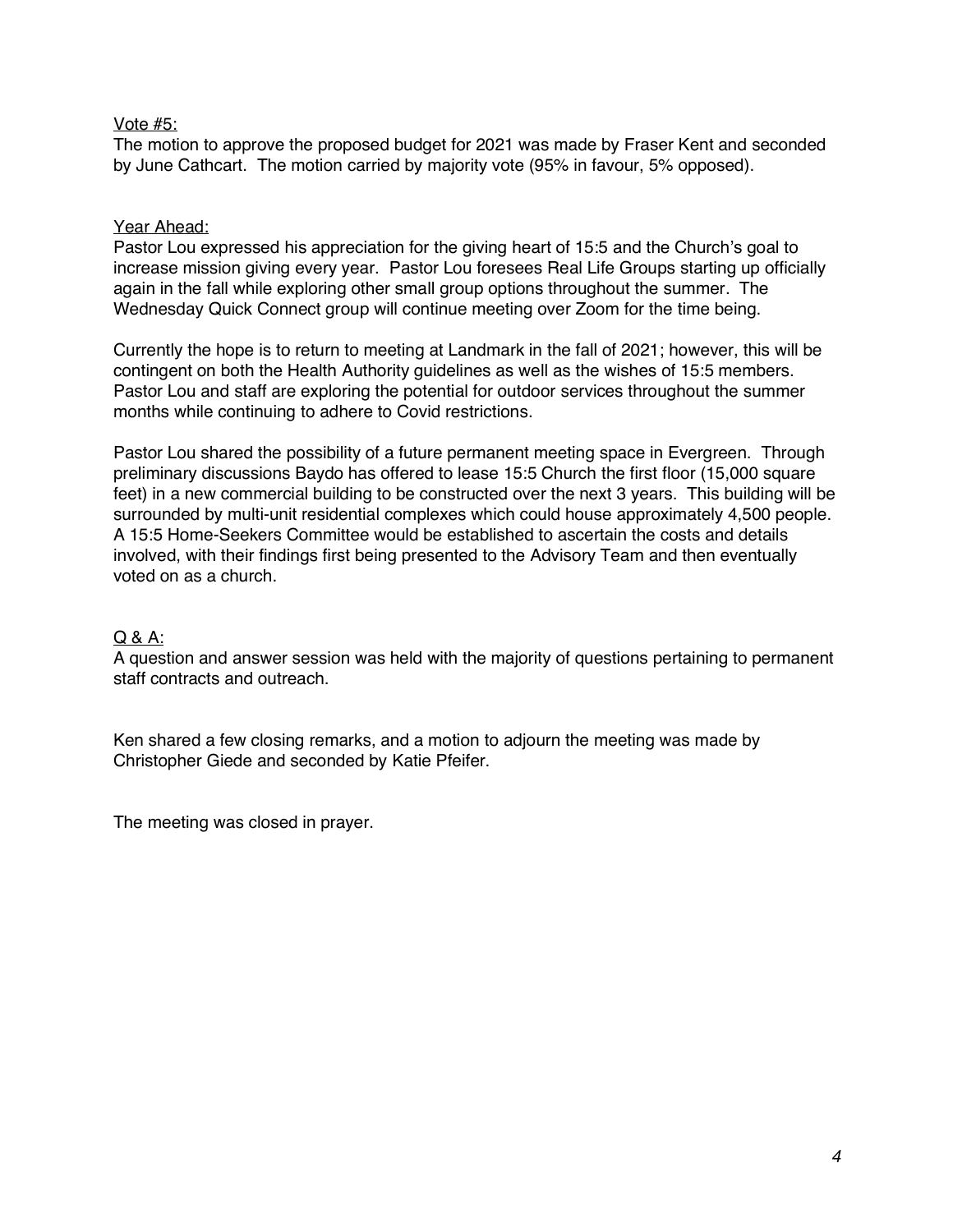Vote #5:

The motion to approve the proposed budget for 2021 was made by Fraser Kent and seconded by June Cathcart. The motion carried by majority vote (95% in favour, 5% opposed).

Year Ahead:

Pastor Lou expressed his appreciation for the giving heart of 15:5 and the Church's goal to increase mission giving every year. Pastor Lou foresees Real Life Groups starting up officially again in the fall while exploring other small group options throughout the summer. The Wednesday Quick Connect group will continue meeting over Zoom for the time being.

Currently the hope is to return to meeting at Landmark in the fall of 2021; however, this will be contingent on both the Health Authority guidelines as well as the wishes of 15:5 members. Pastor Lou and staff are exploring the potential for outdoor services throughout the summer months while continuing to adhere to Covid restrictions.

Pastor Lou shared the possibility of a future permanent meeting space in Evergreen. Through preliminary discussions Baydo has offered to lease 15:5 Church the first floor (15,000 square feet) in a new commercial building to be constructed over the next 3 years. This building will be surrounded by multi-unit residential complexes which could house approximately 4,500 people. A 15:5 Home-Seekers Committee would be established to ascertain the costs and details involved, with their findings first being presented to the Advisory Team and then eventually voted on as a church.

Q & A:

A question and answer session was held with the majority of questions pertaining to permanent staff contracts and outreach.

Ken shared a few closing remarks, and a motion to adjourn the meeting was made by Christopher Giede and seconded by Katie Pfeifer.

The meeting was closed in prayer.